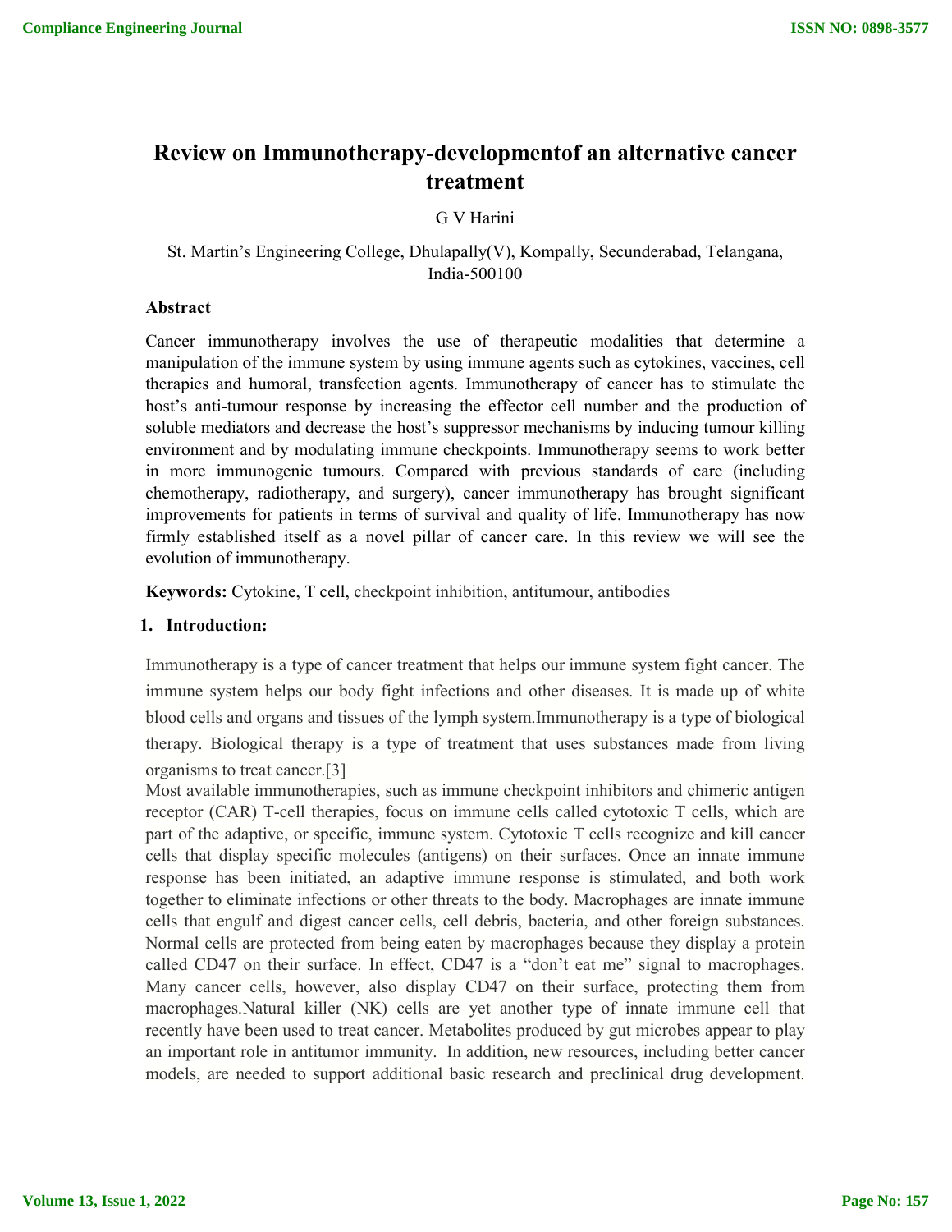# Review on Immunotherapy-developmentof an alternative cancer treatment

G V Harini

St. Martin's Engineering College, Dhulapally(V), Kompally, Secunderabad, Telangana, India-500100

**Abstract**

Cancer immunotherapy involves the use of therapeutic modalities that determine a manipulation of the immune system by using immune agents such as cytokines, vaccines, cell therapies and humoral, transfection agents. Immunotherapy of cancer has to stimulate the host's anti-tumour response by increasing the effector cell number and the production of soluble mediators and decrease the host's suppressor mechanisms by inducing tumour killing environment and by modulating immune checkpoints. Immunotherapy seems to work better in more immunogenic tumours. Compared with previous standards of care (including chemotherapy, radiotherapy, and surgery), cancer immunotherapy has brought significant improvements for patients in terms of survival and quality of life. Immunotherapy has now firmly established itself as a novel pillar of cancer care. In this review we will see the evolution of immunotherapy.

**Keywords:** Cytokine, T cell, checkpoint inhibition, antitumour, antibodies

## 1. Introduction:

Immunotherapy is a type of cancer treatment that helps our immune system fight cancer. The immune system helps our body fight infections and other diseases. It is made up of white blood cells and organs and tissues of the lymph system.Immunotherapy is a type of biological therapy. Biological therapy is a type of treatment that uses substances made from living organisms to treat cancer.[3]

Most available immunotherapies, such as immune checkpoint inhibitors and chimeric antigen receptor (CAR) T-cell therapies, focus on immune cells called cytotoxic T cells, which are part of the adaptive, or specific, immune system. Cytotoxic T cells recognize and kill cancer cells that display specific molecules (antigens) on their surfaces. Once an innate immune response has been initiated, an adaptive immune response is stimulated, and both work together to eliminate infections or other threats to the body. Macrophages are innate immune cells that engulf and digest cancer cells, cell debris, bacteria, and other foreign substances. Normal cells are protected from being eaten by macrophages because they display a protein called CD47 on their surface. In effect, CD47 is a "don't eat me" signal to macrophages. Many cancer cells, however, also display CD47 on their surface, protecting them from macrophages.Natural killer (NK) cells are yet another type of innate immune cell that recently have been used to treat cancer. Metabolites produced by gut microbes appear to play an important role in antitumor immunity. In addition, new resources, including better cancer models, are needed to support additional basic research and preclinical drug development.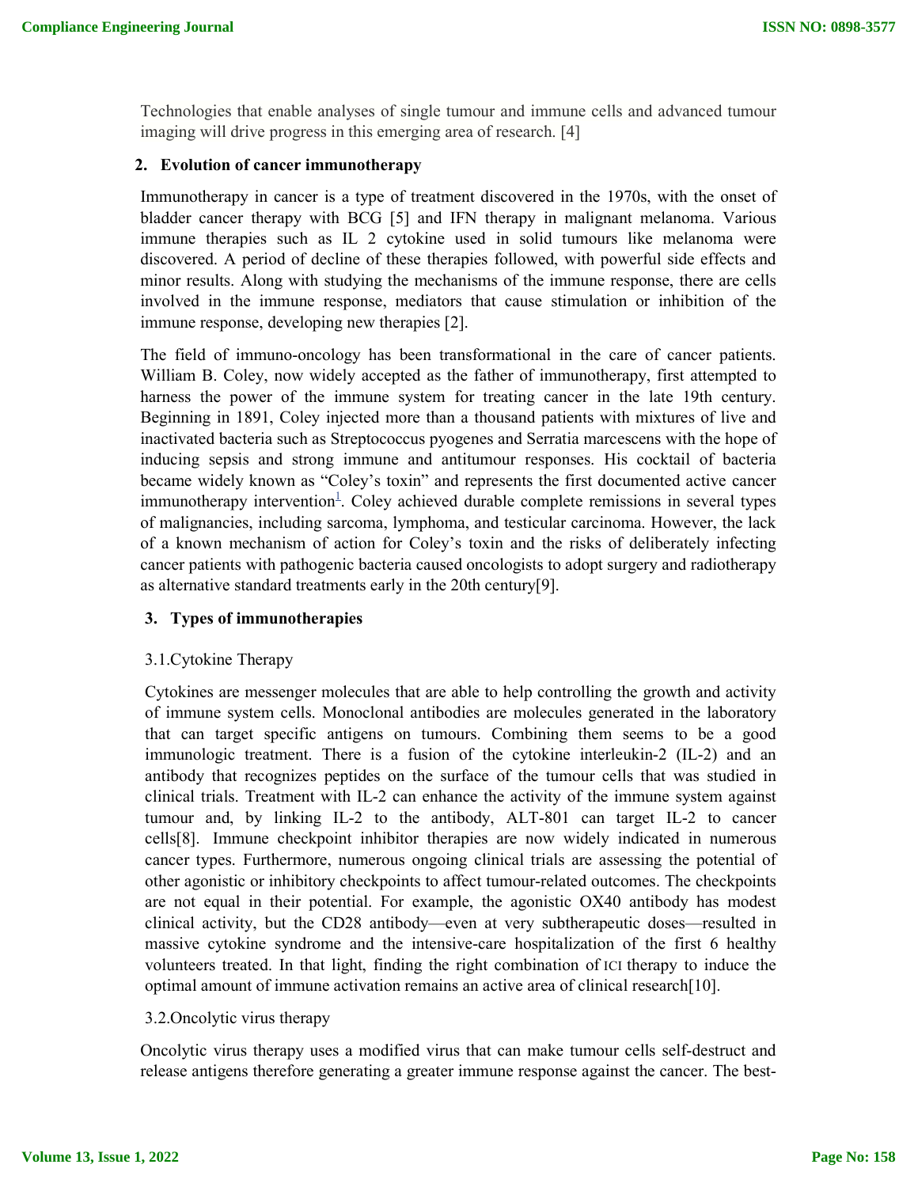Technologies that enable analyses of single tumour and immune cells and advanced tumour imaging will drive progress in this emerging area of research. [4]

## 2. Evolution of cancer immunotherapy

Immunotherapy in cancer is a type of treatment discovered in the 1970s, with the onset of bladder cancer therapy with BCG [5] and IFN therapy in malignant melanoma. Various immune therapies such as IL 2 cytokine used in solid tumours like melanoma were discovered. A period of decline of these therapies followed, with powerful side effects and minor results. Along with studying the mechanisms of the immune response, there are cells involved in the immune response, mediators that cause stimulation or inhibition of the immune response, developing new therapies [2].

The field of immuno-oncology has been transformational in the care of cancer patients. William B. Coley, now widely accepted as the father of immunotherapy, first attempted to harness the power of the immune system for treating cancer in the late 19th century. Beginning in 1891, Coley injected more than a thousand patients with mixtures of live and inactivated bacteria such as Streptococcus pyogenes and Serratia marcescens with the hope of inducing sepsis and strong immune and antitumour responses. His cocktail of bacteria became widely known as "Coley's toxin" and represents the first documented active cancer immunotherapy intervention[1]. Coley achieved durable complete remissions in several types of malignancies, including sarcoma, lymphoma, and testicular carcinoma. However, the lack of a known mechanism of action for Coley's toxin and the risks of deliberately infecting cancer patients with pathogenic bacteria caused oncologists to adopt surgery and radiotherapy as alternative standard treatments early in the 20th century[9].

## 3. Types of immunotherapies

### 3.1.Cytokine Therapy

Cytokines are messenger molecules that are able to help controlling the growth and activity of immune system cells. Monoclonal antibodies are molecules generated in the laboratory that can target specific antigens on tumours. Combining them seems to be a good immunologic treatment. There is a fusion of the cytokine interleukin-2 (IL-2) and an antibody that recognizes peptides on the surface of the tumour cells that was studied in clinical trials. Treatment with IL-2 can enhance the activity of the immune system against tumour and, by linking IL-2 to the antibody, ALT-801 can target IL-2 to cancer cells[8]. Immune checkpoint inhibitor therapies are now widely indicated in numerous cancer types. Furthermore, numerous ongoing clinical trials are assessing the potential of other agonistic or inhibitory checkpoints to affect tumour-related outcomes. The checkpoints are not equal in their potential. For example, the agonistic OX40 antibody has modest clinical activity, but the CD28 antibody—even at very subtherapeutic doses—resulted in massive cytokine syndrome and the intensive-care hospitalization of the first 6 healthy volunteers treated. In that light, finding the right combination of ICI therapy to induce the optimal amount of immune activation remains an active area of clinical research[10].

### 3.2.Oncolytic virus therapy

Oncolytic virus therapy uses a modified virus that can make tumour cells self-destruct and release antigens therefore generating a greater immune response against the cancer. The best-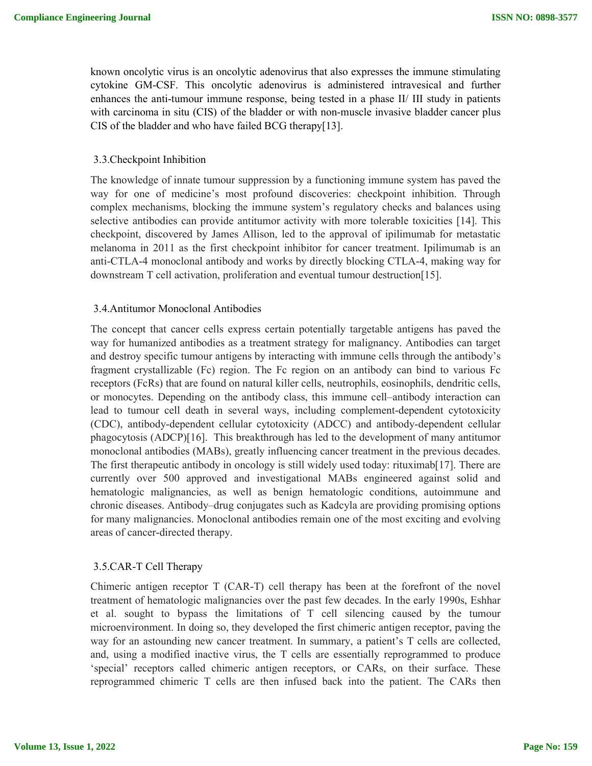known oncolytic virus is an oncolytic adenovirus that also expresses the immune stimulating cytokine GM-CSF. This oncolytic adenovirus is administered intravesical and further enhances the anti-tumour immune response, being tested in a phase II/ III study in patients with carcinoma in situ (CIS) of the bladder or with non-muscle invasive bladder cancer plus CIS of the bladder and who have failed BCG therapy[13].

### 3.3.Checkpoint Inhibition

The knowledge of innate tumour suppression by a functioning immune system has paved the way for one of medicine's most profound discoveries: checkpoint inhibition. Through complex mechanisms, blocking the immune system's regulatory checks and balances using selective antibodies can provide antitumor activity with more tolerable toxicities [14]. This checkpoint, discovered by James Allison, led to the approval of ipilimumab for metastatic melanoma in 2011 as the first checkpoint inhibitor for cancer treatment. Ipilimumab is an anti-CTLA-4 monoclonal antibody and works by directly blocking CTLA-4, making way for downstream T cell activation, proliferation and eventual tumour destruction[15].

### 3.4.Antitumor Monoclonal Antibodies

The concept that cancer cells express certain potentially targetable antigens has paved the way for humanized antibodies as a treatment strategy for malignancy. Antibodies can target and destroy specific tumour antigens by interacting with immune cells through the antibody's fragment crystallizable (Fc) region. The Fc region on an antibody can bind to various Fc receptors (FcRs) that are found on natural killer cells, neutrophils, eosinophils, dendritic cells, or monocytes. Depending on the antibody class, this immune cell–antibody interaction can lead to tumour cell death in several ways, including complement-dependent cytotoxicity (CDC), antibody-dependent cellular cytotoxicity (ADCC) and antibody-dependent cellular phagocytosis (ADCP)[16]. This breakthrough has led to the development of many antitumor monoclonal antibodies (MABs), greatly influencing cancer treatment in the previous decades. The first therapeutic antibody in oncology is still widely used today: rituximab[17]. There are currently over 500 approved and investigational MABs engineered against solid and hematologic malignancies, as well as benign hematologic conditions, autoimmune and chronic diseases. Antibody–drug conjugates such as Kadcyla are providing promising options for many malignancies. Monoclonal antibodies remain one of the most exciting and evolving areas of cancer-directed therapy.

### 3.5.CAR-T Cell Therapy

Chimeric antigen receptor T (CAR-T) cell therapy has been at the forefront of the novel treatment of hematologic malignancies over the past few decades. In the early 1990s, Eshhar et al. sought to bypass the limitations of T cell silencing caused by the tumour microenvironment. In doing so, they developed the first chimeric antigen receptor, paving the way for an astounding new cancer treatment. In summary, a patient's T cells are collected, and, using a modified inactive virus, the T cells are essentially reprogrammed to produce 'special' receptors called chimeric antigen receptors, or CARs, on their surface. These reprogrammed chimeric T cells are then infused back into the patient. The CARs then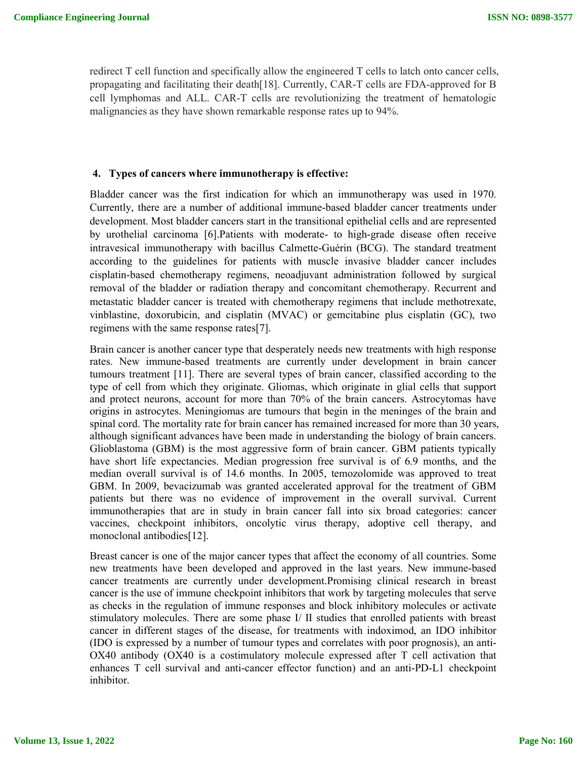redirect T cell function and specifically allow the engineered T cells to latch onto cancer cells, propagating and facilitating their death[18]. Currently, CAR-T cells are FDA-approved for B cell lymphomas and ALL. CAR-T cells are revolutionizing the treatment of hematologic malignancies as they have shown remarkable response rates up to 94%.

## 4. Types of cancers where immunotherapy is effective:

Bladder cancer was the first indication for which an immunotherapy was used in 1970. Currently, there are a number of additional immune-based bladder cancer treatments under development. Most bladder cancers start in the transitional epithelial cells and are represented by urothelial carcinoma [6].Patients with moderate- to high-grade disease often receive intravesical immunotherapy with bacillus Calmette-Guérin (BCG). The standard treatment according to the guidelines for patients with muscle invasive bladder cancer includes cisplatin-based chemotherapy regimens, neoadjuvant administration followed by surgical removal of the bladder or radiation therapy and concomitant chemotherapy. Recurrent and metastatic bladder cancer is treated with chemotherapy regimens that include methotrexate, vinblastine, doxorubicin, and cisplatin (MVAC) or gemcitabine plus cisplatin (GC), two regimens with the same response rates[7].

Brain cancer is another cancer type that desperately needs new treatments with high response rates. New immune-based treatments are currently under development in brain cancer tumours treatment [11]. There are several types of brain cancer, classified according to the type of cell from which they originate. Gliomas, which originate in glial cells that support and protect neurons, account for more than 70% of the brain cancers. Astrocytomas have origins in astrocytes. Meningiomas are tumours that begin in the meninges of the brain and spinal cord. The mortality rate for brain cancer has remained increased for more than 30 years, although significant advances have been made in understanding the biology of brain cancers. Glioblastoma (GBM) is the most aggressive form of brain cancer. GBM patients typically have short life expectancies. Median progression free survival is of 6.9 months, and the median overall survival is of 14.6 months. In 2005, temozolomide was approved to treat GBM. In 2009, bevacizumab was granted accelerated approval for the treatment of GBM patients but there was no evidence of improvement in the overall survival. Current immunotherapies that are in study in brain cancer fall into six broad categories: cancer vaccines, checkpoint inhibitors, oncolytic virus therapy, adoptive cell therapy, and monoclonal antibodies[12].

Breast cancer is one of the major cancer types that affect the economy of all countries. Some new treatments have been developed and approved in the last years. New immune-based cancer treatments are currently under development.Promising clinical research in breast cancer is the use of immune checkpoint inhibitors that work by targeting molecules that serve as checks in the regulation of immune responses and block inhibitory molecules or activate stimulatory molecules. There are some phase I/ II studies that enrolled patients with breast cancer in different stages of the disease, for treatments with indoximod, an IDO inhibitor (IDO is expressed by a number of tumour types and correlates with poor prognosis), an anti-OX40 antibody (OX40 is a costimulatory molecule expressed after T cell activation that enhances T cell survival and anti-cancer effector function) and an anti-PD-L1 checkpoint inhibitor.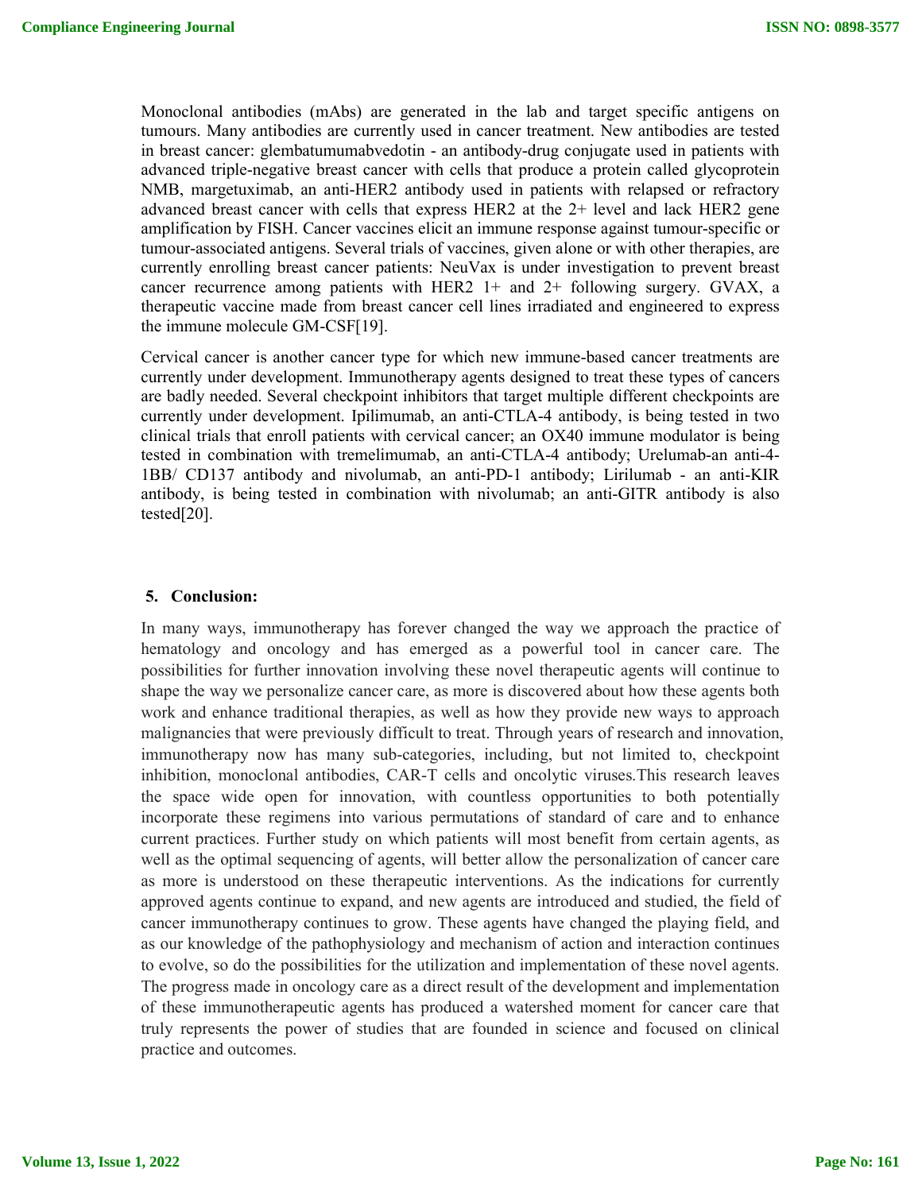Monoclonal antibodies (mAbs) are generated in the lab and target specific antigens on tumours. Many antibodies are currently used in cancer treatment. New antibodies are tested in breast cancer: glembatumumabvedotin - an antibody-drug conjugate used in patients with advanced triple-negative breast cancer with cells that produce a protein called glycoprotein NMB, margetuximab, an anti-HER2 antibody used in patients with relapsed or refractory advanced breast cancer with cells that express HER2 at the 2+ level and lack HER2 gene amplification by FISH. Cancer vaccines elicit an immune response against tumour-specific or tumour-associated antigens. Several trials of vaccines, given alone or with other therapies, are currently enrolling breast cancer patients: NeuVax is under investigation to prevent breast cancer recurrence among patients with HER2 1+ and 2+ following surgery. GVAX, a therapeutic vaccine made from breast cancer cell lines irradiated and engineered to express the immune molecule GM-CSF[19].

Cervical cancer is another cancer type for which new immune-based cancer treatments are currently under development. Immunotherapy agents designed to treat these types of cancers are badly needed. Several checkpoint inhibitors that target multiple different checkpoints are currently under development. Ipilimumab, an anti-CTLA-4 antibody, is being tested in two clinical trials that enroll patients with cervical cancer; an OX40 immune modulator is being tested in combination with tremelimumab, an anti-CTLA-4 antibody; Urelumab-an anti-4-1BB/ CD137 antibody and nivolumab, an anti-PD-1 antibody; Lirilumab - an anti-KIR antibody, is being tested in combination with nivolumab; an anti-GITR antibody is also tested[20].

## 5. Conclusion:

In many ways, immunotherapy has forever changed the way we approach the practice of hematology and oncology and has emerged as a powerful tool in cancer care. The possibilities for further innovation involving these novel therapeutic agents will continue to shape the way we personalize cancer care, as more is discovered about how these agents both work and enhance traditional therapies, as well as how they provide new ways to approach malignancies that were previously difficult to treat. Through years of research and innovation, immunotherapy now has many sub-categories, including, but not limited to, checkpoint inhibition, monoclonal antibodies, CAR-T cells and oncolytic viruses.This research leaves the space wide open for innovation, with countless opportunities to both potentially incorporate these regimens into various permutations of standard of care and to enhance current practices. Further study on which patients will most benefit from certain agents, as well as the optimal sequencing of agents, will better allow the personalization of cancer care as more is understood on these therapeutic interventions. As the indications for currently approved agents continue to expand, and new agents are introduced and studied, the field of cancer immunotherapy continues to grow. These agents have changed the playing field, and as our knowledge of the pathophysiology and mechanism of action and interaction continues to evolve, so do the possibilities for the utilization and implementation of these novel agents. The progress made in oncology care as a direct result of the development and implementation of these immunotherapeutic agents has produced a watershed moment for cancer care that truly represents the power of studies that are founded in science and focused on clinical practice and outcomes.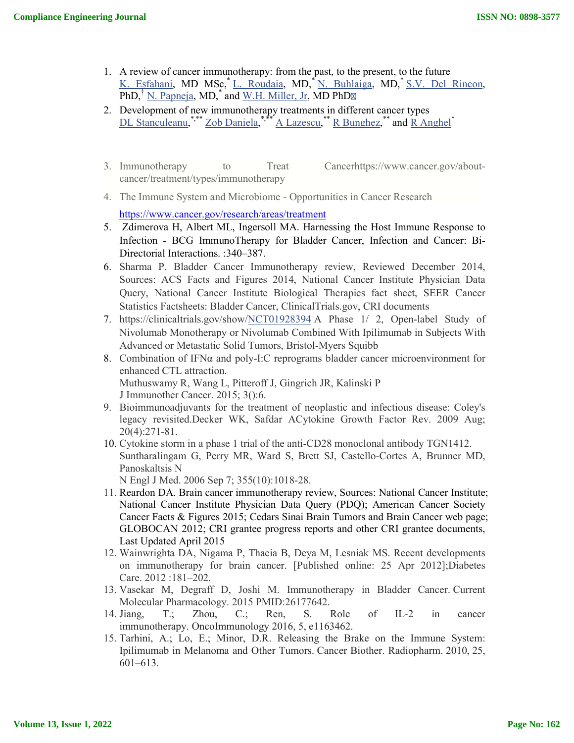1. A review of cancer immunotherapy: from the past, to the present, to the future
   K. Esfahani, MD MSc,* L. Roudaia, MD,* N. Buhlaiga, MD,* S.V. Del Rincon, PhD,† N. Papneja, MD,* and W.H. Miller, Jr, MD PhD
2. Development of new immunotherapy treatments in different cancer types
   DL Stanculeanu,*,** Zob Daniela,*,** A Lazescu,** R Bunghez,** and R Anghel*

3. Immunotherapy to Treat Cancerhttps://www.cancer.gov/about-cancer/treatment/types/immunotherapy
4. The Immune System and Microbiome - Opportunities in Cancer Research

   https://www.cancer.gov/research/areas/treatment
5. Zdimerova H, Albert ML, Ingersoll MA. Harnessing the Host Immune Response to Infection - BCG ImmunoTherapy for Bladder Cancer, Infection and Cancer: Bi-Directorial Interactions. :340–387.
6. Sharma P. Bladder Cancer Immunotherapy review, Reviewed December 2014, Sources: ACS Facts and Figures 2014, National Cancer Institute Physician Data Query, National Cancer Institute Biological Therapies fact sheet, SEER Cancer Statistics Factsheets: Bladder Cancer, ClinicalTrials.gov, CRI documents
7. https://clinicaltrials.gov/show/NCT01928394 A Phase 1/ 2, Open-label Study of Nivolumab Monotherapy or Nivolumab Combined With Ipilimumab in Subjects With Advanced or Metastatic Solid Tumors, Bristol-Myers Squibb
8. Combination of IFNα and poly-I:C reprograms bladder cancer microenvironment for enhanced CTL attraction.
   Muthuswamy R, Wang L, Pitteroff J, Gingrich JR, Kalinski P
   J Immunother Cancer. 2015; 3():6.
9. Bioimmunoadjuvants for the treatment of neoplastic and infectious disease: Coley's legacy revisited.Decker WK, Safdar ACytokine Growth Factor Rev. 2009 Aug; 20(4):271-81.
10. Cytokine storm in a phase 1 trial of the anti-CD28 monoclonal antibody TGN1412.
    Suntharalingam G, Perry MR, Ward S, Brett SJ, Castello-Cortes A, Brunner MD, Panoskaltsis N
    N Engl J Med. 2006 Sep 7; 355(10):1018-28.
11. Reardon DA. Brain cancer immunotherapy review, Sources: National Cancer Institute; National Cancer Institute Physician Data Query (PDQ); American Cancer Society Cancer Facts & Figures 2015; Cedars Sinai Brain Tumors and Brain Cancer web page; GLOBOCAN 2012; CRI grantee progress reports and other CRI grantee documents, Last Updated April 2015
12. Wainwrighta DA, Nigama P, Thacia B, Deya M, Lesniak MS. Recent developments on immunotherapy for brain cancer. [Published online: 25 Apr 2012];Diabetes Care. 2012 :181–202.
13. Vasekar M, Degraff D, Joshi M. Immunotherapy in Bladder Cancer. Current Molecular Pharmacology. 2015 PMID:26177642.
14. Jiang, T.; Zhou, C.; Ren, S. Role of IL-2 in cancer immunotherapy. OncoImmunology 2016, 5, e1163462.
15. Tarhini, A.; Lo, E.; Minor, D.R. Releasing the Brake on the Immune System: Ipilimumab in Melanoma and Other Tumors. Cancer Biother. Radiopharm. 2010, 25, 601–613.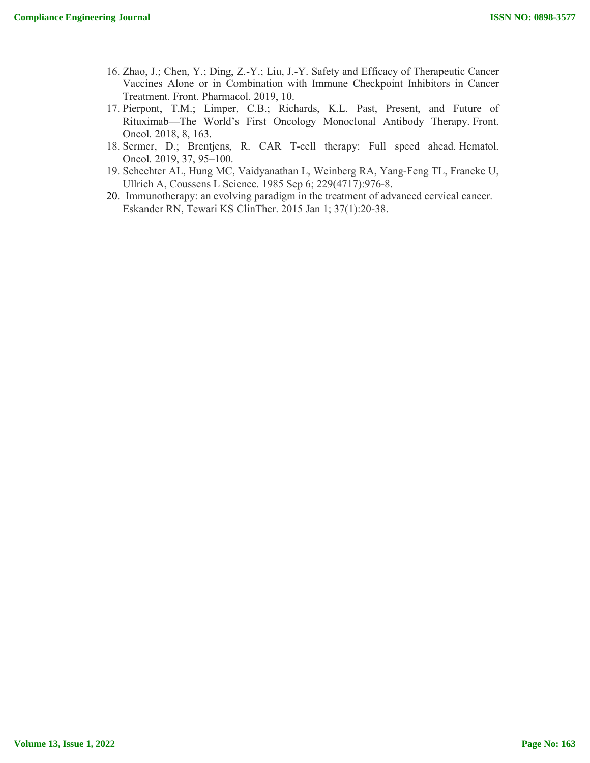16. Zhao, J.; Chen, Y.; Ding, Z.-Y.; Liu, J.-Y. Safety and Efficacy of Therapeutic Cancer Vaccines Alone or in Combination with Immune Checkpoint Inhibitors in Cancer Treatment. Front. Pharmacol. 2019, 10.
17. Pierpont, T.M.; Limper, C.B.; Richards, K.L. Past, Present, and Future of Rituximab—The World's First Oncology Monoclonal Antibody Therapy. Front. Oncol. 2018, 8, 163.
18. Sermer, D.; Brentjens, R. CAR T-cell therapy: Full speed ahead. Hematol. Oncol. 2019, 37, 95–100.
19. Schechter AL, Hung MC, Vaidyanathan L, Weinberg RA, Yang-Feng TL, Francke U, Ullrich A, Coussens L Science. 1985 Sep 6; 229(4717):976-8.
20. Immunotherapy: an evolving paradigm in the treatment of advanced cervical cancer. Eskander RN, Tewari KS ClinTher. 2015 Jan 1; 37(1):20-38.